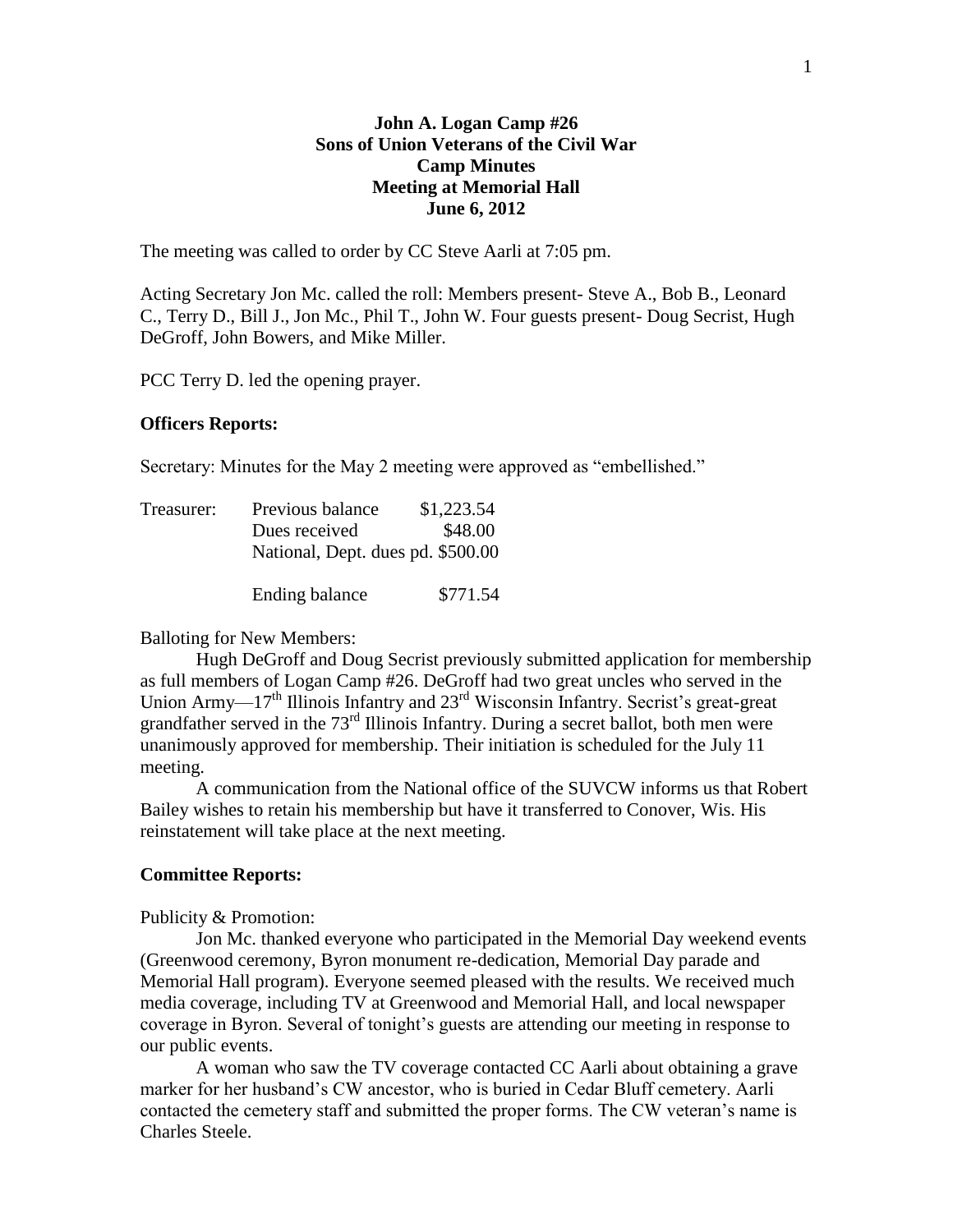**John A. Logan Camp #26**
**Sons of Union Veterans of the Civil War**
**Camp Minutes**
**Meeting at Memorial Hall**
**June 6, 2012**

The meeting was called to order by CC Steve Aarli at 7:05 pm.

Acting Secretary Jon Mc. called the roll: Members present- Steve A., Bob B., Leonard C., Terry D., Bill J., Jon Mc., Phil T., John W. Four guests present- Doug Secrist, Hugh DeGroff, John Bowers, and Mike Miller.

PCC Terry D. led the opening prayer.

**Officers Reports:**

Secretary: Minutes for the May 2 meeting were approved as "embellished."

| Treasurer: | Previous balance | $1,223.54 |
|---|---|---|
| | Dues received | $48.00 |
| | National, Dept. dues pd. | $500.00 |
| | Ending balance | $771.54 |

Balloting for New Members:

Hugh DeGroff and Doug Secrist previously submitted application for membership as full members of Logan Camp #26. DeGroff had two great uncles who served in the Union Army—17th Illinois Infantry and 23rd Wisconsin Infantry. Secrist's great-great grandfather served in the 73rd Illinois Infantry. During a secret ballot, both men were unanimously approved for membership. Their initiation is scheduled for the July 11 meeting.

A communication from the National office of the SUVCW informs us that Robert Bailey wishes to retain his membership but have it transferred to Conover, Wis. His reinstatement will take place at the next meeting.

**Committee Reports:**

Publicity & Promotion:

Jon Mc. thanked everyone who participated in the Memorial Day weekend events (Greenwood ceremony, Byron monument re-dedication, Memorial Day parade and Memorial Hall program). Everyone seemed pleased with the results. We received much media coverage, including TV at Greenwood and Memorial Hall, and local newspaper coverage in Byron. Several of tonight's guests are attending our meeting in response to our public events.

A woman who saw the TV coverage contacted CC Aarli about obtaining a grave marker for her husband's CW ancestor, who is buried in Cedar Bluff cemetery. Aarli contacted the cemetery staff and submitted the proper forms. The CW veteran's name is Charles Steele.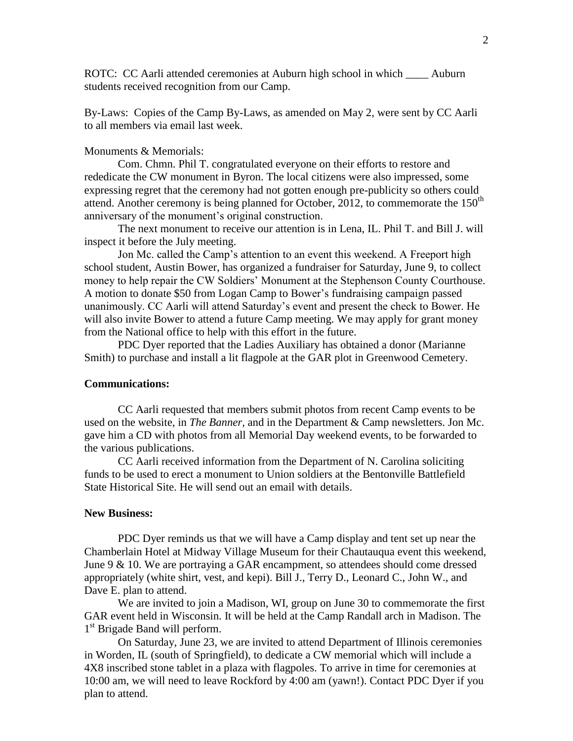ROTC: CC Aarli attended ceremonies at Auburn high school in which ____ Auburn students received recognition from our Camp.

By-Laws: Copies of the Camp By-Laws, as amended on May 2, were sent by CC Aarli to all members via email last week.

Monuments & Memorials:

Com. Chmn. Phil T. congratulated everyone on their efforts to restore and rededicate the CW monument in Byron. The local citizens were also impressed, some expressing regret that the ceremony had not gotten enough pre-publicity so others could attend. Another ceremony is being planned for October, 2012, to commemorate the 150th anniversary of the monument's original construction.

The next monument to receive our attention is in Lena, IL. Phil T. and Bill J. will inspect it before the July meeting.

Jon Mc. called the Camp's attention to an event this weekend. A Freeport high school student, Austin Bower, has organized a fundraiser for Saturday, June 9, to collect money to help repair the CW Soldiers' Monument at the Stephenson County Courthouse. A motion to donate $50 from Logan Camp to Bower's fundraising campaign passed unanimously. CC Aarli will attend Saturday's event and present the check to Bower. He will also invite Bower to attend a future Camp meeting. We may apply for grant money from the National office to help with this effort in the future.

PDC Dyer reported that the Ladies Auxiliary has obtained a donor (Marianne Smith) to purchase and install a lit flagpole at the GAR plot in Greenwood Cemetery.

**Communications:**

CC Aarli requested that members submit photos from recent Camp events to be used on the website, in *The Banner*, and in the Department & Camp newsletters. Jon Mc. gave him a CD with photos from all Memorial Day weekend events, to be forwarded to the various publications.

CC Aarli received information from the Department of N. Carolina soliciting funds to be used to erect a monument to Union soldiers at the Bentonville Battlefield State Historical Site. He will send out an email with details.

**New Business:**

PDC Dyer reminds us that we will have a Camp display and tent set up near the Chamberlain Hotel at Midway Village Museum for their Chautauqua event this weekend, June 9 & 10. We are portraying a GAR encampment, so attendees should come dressed appropriately (white shirt, vest, and kepi). Bill J., Terry D., Leonard C., John W., and Dave E. plan to attend.

We are invited to join a Madison, WI, group on June 30 to commemorate the first GAR event held in Wisconsin. It will be held at the Camp Randall arch in Madison. The 1st Brigade Band will perform.

On Saturday, June 23, we are invited to attend Department of Illinois ceremonies in Worden, IL (south of Springfield), to dedicate a CW memorial which will include a 4X8 inscribed stone tablet in a plaza with flagpoles. To arrive in time for ceremonies at 10:00 am, we will need to leave Rockford by 4:00 am (yawn!). Contact PDC Dyer if you plan to attend.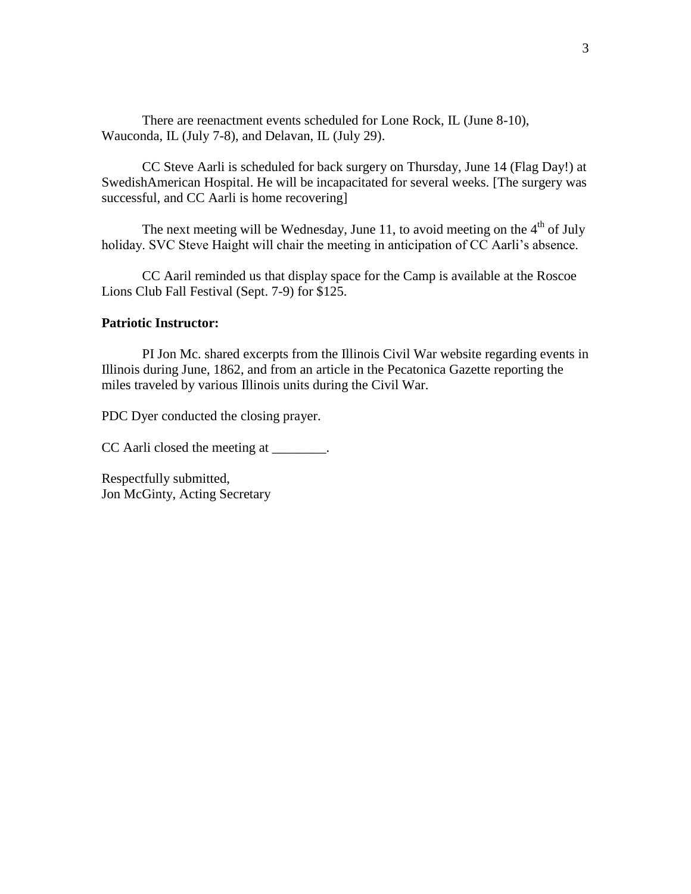There are reenactment events scheduled for Lone Rock, IL (June 8-10), Wauconda, IL (July 7-8), and Delavan, IL (July 29).

CC Steve Aarli is scheduled for back surgery on Thursday, June 14 (Flag Day!) at SwedishAmerican Hospital. He will be incapacitated for several weeks. [The surgery was successful, and CC Aarli is home recovering]

The next meeting will be Wednesday, June 11, to avoid meeting on the 4th of July holiday. SVC Steve Haight will chair the meeting in anticipation of CC Aarli's absence.

CC Aaril reminded us that display space for the Camp is available at the Roscoe Lions Club Fall Festival (Sept. 7-9) for $125.

**Patriotic Instructor:**

PI Jon Mc. shared excerpts from the Illinois Civil War website regarding events in Illinois during June, 1862, and from an article in the Pecatonica Gazette reporting the miles traveled by various Illinois units during the Civil War.

PDC Dyer conducted the closing prayer.

CC Aarli closed the meeting at ________.

Respectfully submitted,
Jon McGinty, Acting Secretary